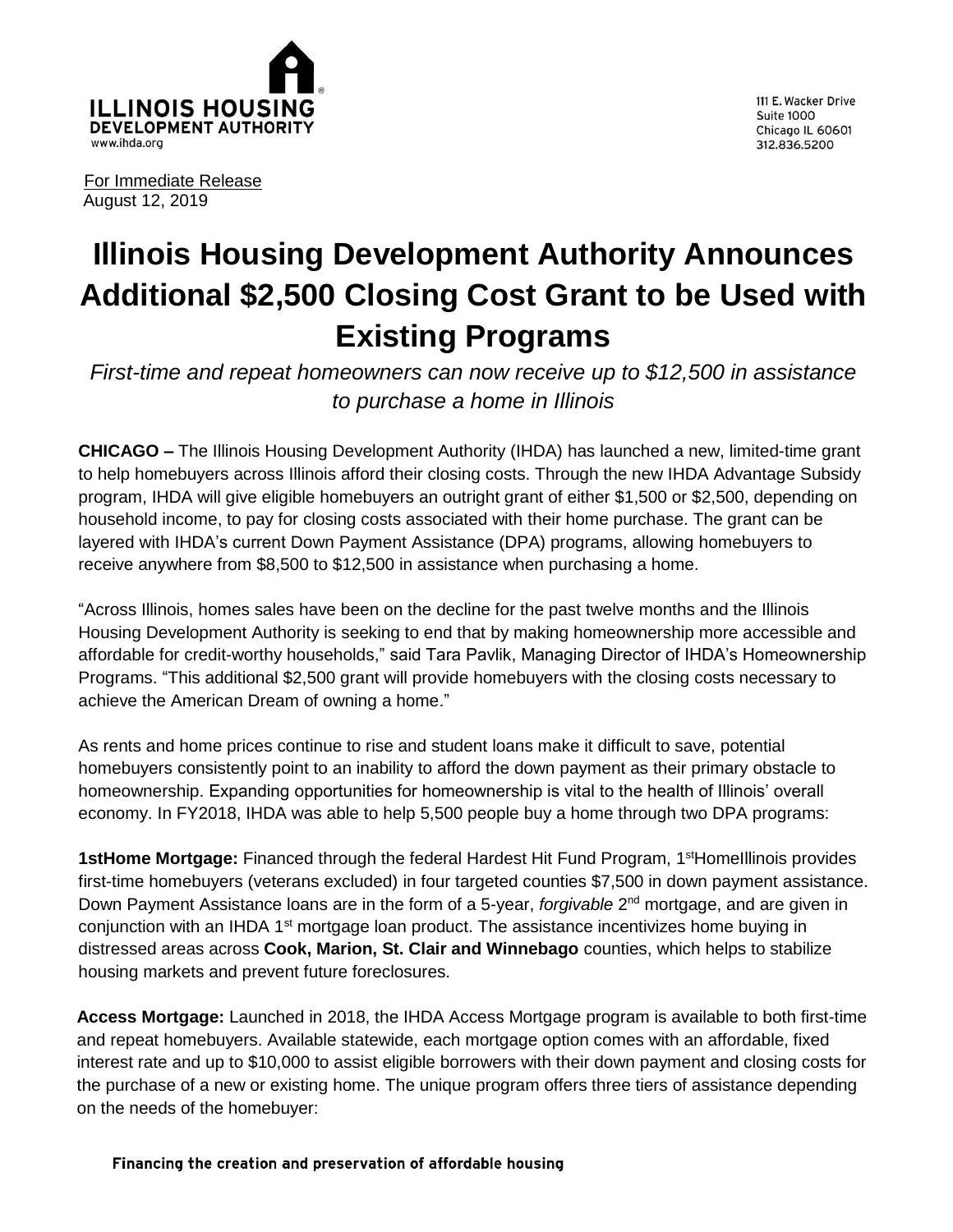ILLINOIS HOUSING DEVELOPMENT AUTHORITY
www.ihda.org

111 E. Wacker Drive
Suite 1000
Chicago IL 60601
312.836.5200

For Immediate Release
August 12, 2019

# Illinois Housing Development Authority Announces Additional $2,500 Closing Cost Grant to be Used with Existing Programs

*First-time and repeat homeowners can now receive up to $12,500 in assistance to purchase a home in Illinois*

**CHICAGO –** The Illinois Housing Development Authority (IHDA) has launched a new, limited-time grant to help homebuyers across Illinois afford their closing costs. Through the new IHDA Advantage Subsidy program, IHDA will give eligible homebuyers an outright grant of either $1,500 or $2,500, depending on household income, to pay for closing costs associated with their home purchase. The grant can be layered with IHDA's current Down Payment Assistance (DPA) programs, allowing homebuyers to receive anywhere from $8,500 to $12,500 in assistance when purchasing a home.

"Across Illinois, homes sales have been on the decline for the past twelve months and the Illinois Housing Development Authority is seeking to end that by making homeownership more accessible and affordable for credit-worthy households," said Tara Pavlik, Managing Director of IHDA's Homeownership Programs. "This additional $2,500 grant will provide homebuyers with the closing costs necessary to achieve the American Dream of owning a home."

As rents and home prices continue to rise and student loans make it difficult to save, potential homebuyers consistently point to an inability to afford the down payment as their primary obstacle to homeownership. Expanding opportunities for homeownership is vital to the health of Illinois' overall economy. In FY2018, IHDA was able to help 5,500 people buy a home through two DPA programs:

**1stHome Mortgage:** Financed through the federal Hardest Hit Fund Program, 1stHomeIllinois provides first-time homebuyers (veterans excluded) in four targeted counties $7,500 in down payment assistance. Down Payment Assistance loans are in the form of a 5-year, *forgivable* 2nd mortgage, and are given in conjunction with an IHDA 1st mortgage loan product. The assistance incentivizes home buying in distressed areas across **Cook, Marion, St. Clair and Winnebago** counties, which helps to stabilize housing markets and prevent future foreclosures.

**Access Mortgage:** Launched in 2018, the IHDA Access Mortgage program is available to both first-time and repeat homebuyers. Available statewide, each mortgage option comes with an affordable, fixed interest rate and up to $10,000 to assist eligible borrowers with their down payment and closing costs for the purchase of a new or existing home. The unique program offers three tiers of assistance depending on the needs of the homebuyer:

Financing the creation and preservation of affordable housing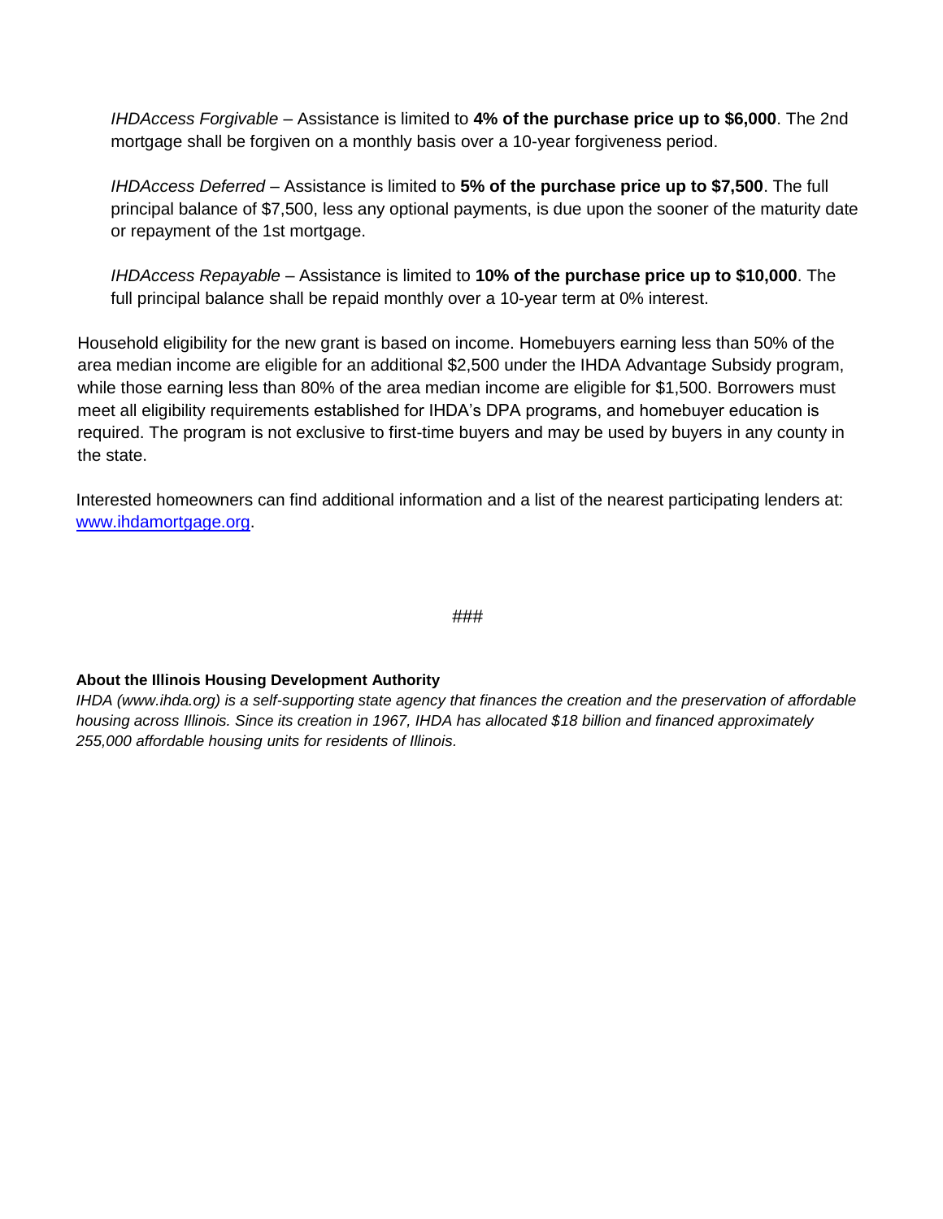*IHDAccess Forgivable* – Assistance is limited to **4% of the purchase price up to $6,000**. The 2nd mortgage shall be forgiven on a monthly basis over a 10-year forgiveness period.

*IHDAccess Deferred* – Assistance is limited to **5% of the purchase price up to $7,500**. The full principal balance of $7,500, less any optional payments, is due upon the sooner of the maturity date or repayment of the 1st mortgage.

*IHDAccess Repayable* – Assistance is limited to **10% of the purchase price up to $10,000**. The full principal balance shall be repaid monthly over a 10-year term at 0% interest.

Household eligibility for the new grant is based on income. Homebuyers earning less than 50% of the area median income are eligible for an additional $2,500 under the IHDA Advantage Subsidy program, while those earning less than 80% of the area median income are eligible for $1,500. Borrowers must meet all eligibility requirements established for IHDA's DPA programs, and homebuyer education is required. The program is not exclusive to first-time buyers and may be used by buyers in any county in the state.

Interested homeowners can find additional information and a list of the nearest participating lenders at: [www.ihdamortgage.org](http://www.ihdamortgage.org).

###

**About the Illinois Housing Development Authority**

*IHDA (www.ihda.org) is a self-supporting state agency that finances the creation and the preservation of affordable housing across Illinois. Since its creation in 1967, IHDA has allocated $18 billion and financed approximately 255,000 affordable housing units for residents of Illinois.*